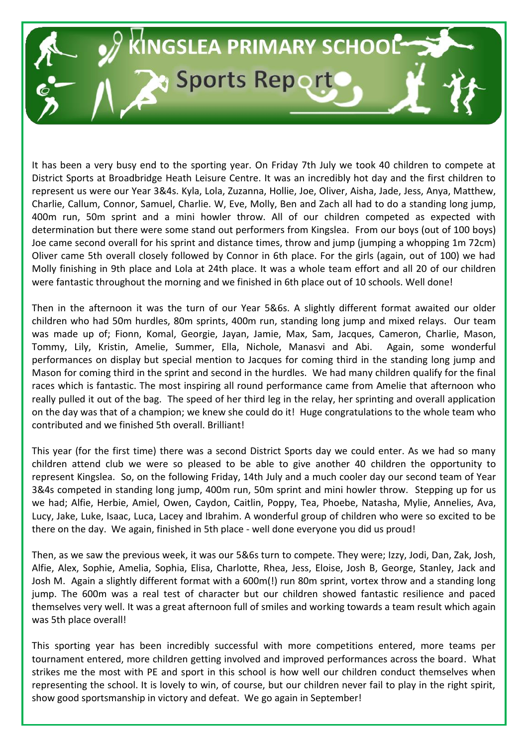# KINGSLEA PRIMARY SCHOOL

## Sports Report

It has been a very busy end to the sporting year. On Friday 7th July we took 40 children to compete at District Sports at Broadbridge Heath Leisure Centre. It was an incredibly hot day and the first children to represent us were our Year 3&4s. Kyla, Lola, Zuzanna, Hollie, Joe, Oliver, Aisha, Jade, Jess, Anya, Matthew, Charlie, Callum, Connor, Samuel, Charlie. W, Eve, Molly, Ben and Zach all had to do a standing long jump, 400m run, 50m sprint and a mini howler throw. All of our children competed as expected with determination but there were some stand out performers from Kingslea. From our boys (out of 100 boys) Joe came second overall for his sprint and distance times, throw and jump (jumping a whopping 1m 72cm) Oliver came 5th overall closely followed by Connor in 6th place. For the girls (again, out of 100) we had Molly finishing in 9th place and Lola at 24th place. It was a whole team effort and all 20 of our children were fantastic throughout the morning and we finished in 6th place out of 10 schools. Well done!

Then in the afternoon it was the turn of our Year 5&6s. A slightly different format awaited our older children who had 50m hurdles, 80m sprints, 400m run, standing long jump and mixed relays. Our team was made up of; Fionn, Komal, Georgie, Jayan, Jamie, Max, Sam, Jacques, Cameron, Charlie, Mason, Tommy, Lily, Kristin, Amelie, Summer, Ella, Nichole, Manasvi and Abi. Again, some wonderful performances on display but special mention to Jacques for coming third in the standing long jump and Mason for coming third in the sprint and second in the hurdles. We had many children qualify for the final races which is fantastic. The most inspiring all round performance came from Amelie that afternoon who really pulled it out of the bag. The speed of her third leg in the relay, her sprinting and overall application on the day was that of a champion; we knew she could do it! Huge congratulations to the whole team who contributed and we finished 5th overall. Brilliant!

This year (for the first time) there was a second District Sports day we could enter. As we had so many children attend club we were so pleased to be able to give another 40 children the opportunity to represent Kingslea. So, on the following Friday, 14th July and a much cooler day our second team of Year 3&4s competed in standing long jump, 400m run, 50m sprint and mini howler throw. Stepping up for us we had; Alfie, Herbie, Amiel, Owen, Caydon, Caitlin, Poppy, Tea, Phoebe, Natasha, Mylie, Annelies, Ava, Lucy, Jake, Luke, Isaac, Luca, Lacey and Ibrahim. A wonderful group of children who were so excited to be there on the day. We again, finished in 5th place - well done everyone you did us proud!

Then, as we saw the previous week, it was our 5&6s turn to compete. They were; Izzy, Jodi, Dan, Zak, Josh, Alfie, Alex, Sophie, Amelia, Sophia, Elisa, Charlotte, Rhea, Jess, Eloise, Josh B, George, Stanley, Jack and Josh M. Again a slightly different format with a 600m(!) run 80m sprint, vortex throw and a standing long jump. The 600m was a real test of character but our children showed fantastic resilience and paced themselves very well. It was a great afternoon full of smiles and working towards a team result which again was 5th place overall!

This sporting year has been incredibly successful with more competitions entered, more teams per tournament entered, more children getting involved and improved performances across the board. What strikes me the most with PE and sport in this school is how well our children conduct themselves when representing the school. It is lovely to win, of course, but our children never fail to play in the right spirit, show good sportsmanship in victory and defeat. We go again in September!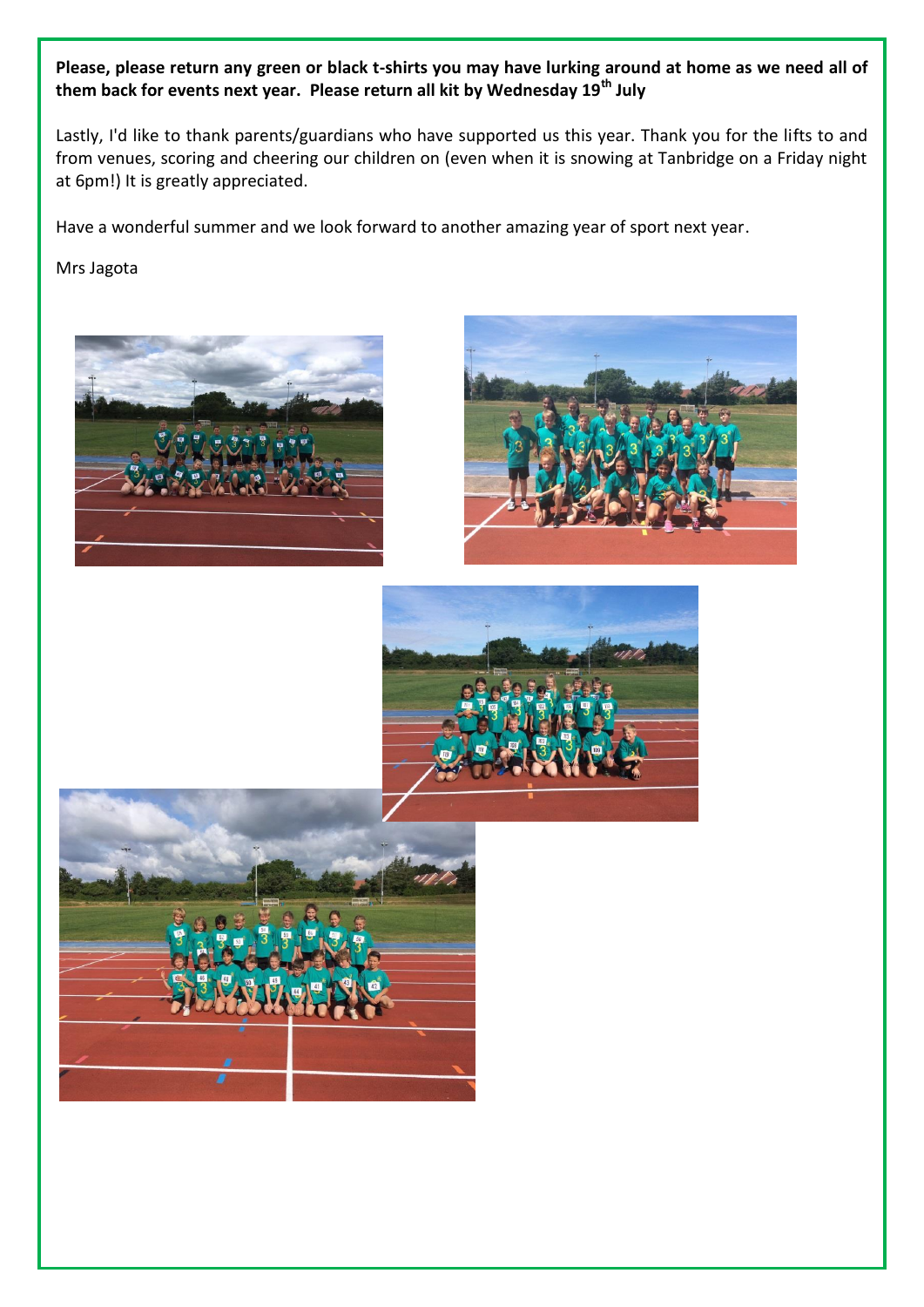**Please, please return any green or black t-shirts you may have lurking around at home as we need all of them back for events next year. Please return all kit by Wednesday 19th July**

Lastly, I'd like to thank parents/guardians who have supported us this year. Thank you for the lifts to and from venues, scoring and cheering our children on (even when it is snowing at Tanbridge on a Friday night at 6pm!) It is greatly appreciated.

Have a wonderful summer and we look forward to another amazing year of sport next year.

Mrs Jagota